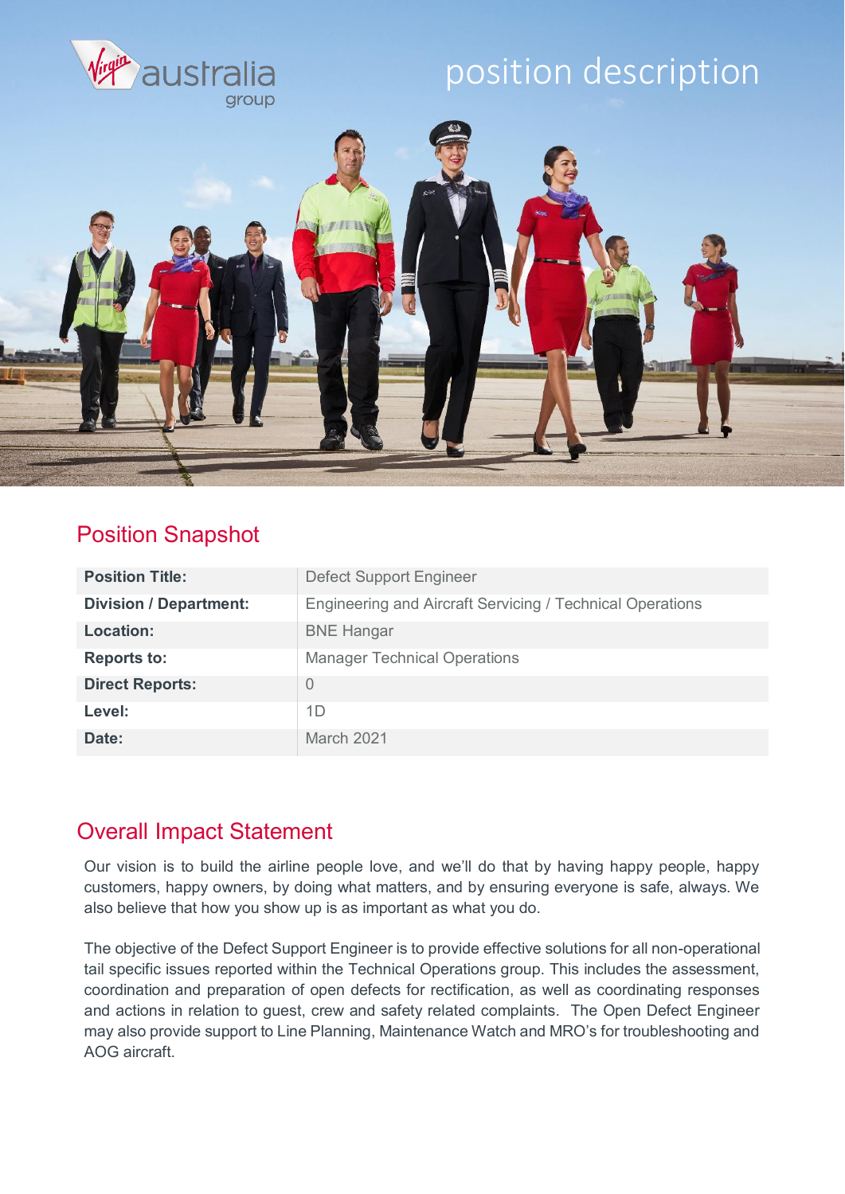virgin australia group

# position description

## Position Snapshot

| Position Title: | Defect Support Engineer |
|---|---|
| Division / Department: | Engineering and Aircraft Servicing / Technical Operations |
| Location: | BNE Hangar |
| Reports to: | Manager Technical Operations |
| Direct Reports: | 0 |
| Level: | 1D |
| Date: | March 2021 |

## Overall Impact Statement

Our vision is to build the airline people love, and we'll do that by having happy people, happy customers, happy owners, by doing what matters, and by ensuring everyone is safe, always. We also believe that how you show up is as important as what you do.

The objective of the Defect Support Engineer is to provide effective solutions for all non-operational tail specific issues reported within the Technical Operations group. This includes the assessment, coordination and preparation of open defects for rectification, as well as coordinating responses and actions in relation to guest, crew and safety related complaints. The Open Defect Engineer may also provide support to Line Planning, Maintenance Watch and MRO's for troubleshooting and AOG aircraft.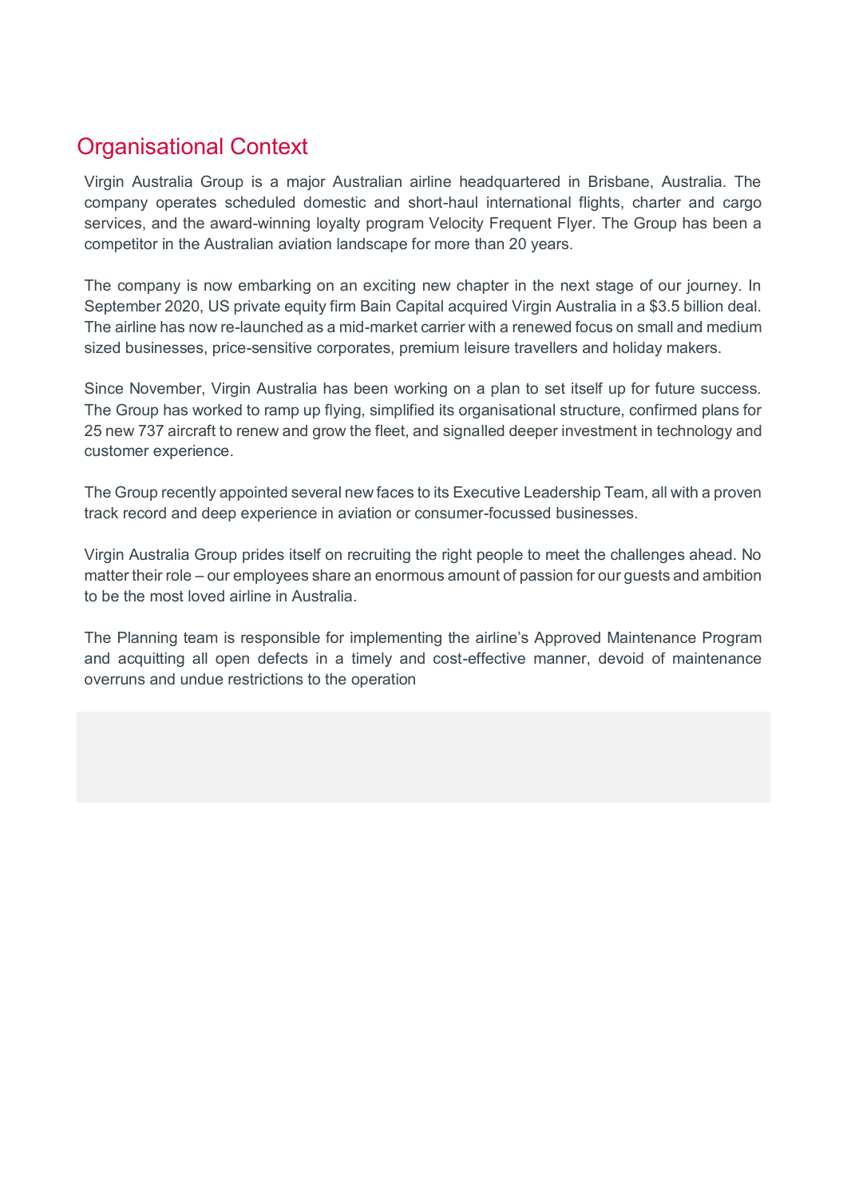## Organisational Context

Virgin Australia Group is a major Australian airline headquartered in Brisbane, Australia. The company operates scheduled domestic and short-haul international flights, charter and cargo services, and the award-winning loyalty program Velocity Frequent Flyer. The Group has been a competitor in the Australian aviation landscape for more than 20 years.

The company is now embarking on an exciting new chapter in the next stage of our journey. In September 2020, US private equity firm Bain Capital acquired Virgin Australia in a $3.5 billion deal. The airline has now re-launched as a mid-market carrier with a renewed focus on small and medium sized businesses, price-sensitive corporates, premium leisure travellers and holiday makers.

Since November, Virgin Australia has been working on a plan to set itself up for future success. The Group has worked to ramp up flying, simplified its organisational structure, confirmed plans for 25 new 737 aircraft to renew and grow the fleet, and signalled deeper investment in technology and customer experience.

The Group recently appointed several new faces to its Executive Leadership Team, all with a proven track record and deep experience in aviation or consumer-focussed businesses.

Virgin Australia Group prides itself on recruiting the right people to meet the challenges ahead. No matter their role – our employees share an enormous amount of passion for our guests and ambition to be the most loved airline in Australia.

The Planning team is responsible for implementing the airline's Approved Maintenance Program and acquitting all open defects in a timely and cost-effective manner, devoid of maintenance overruns and undue restrictions to the operation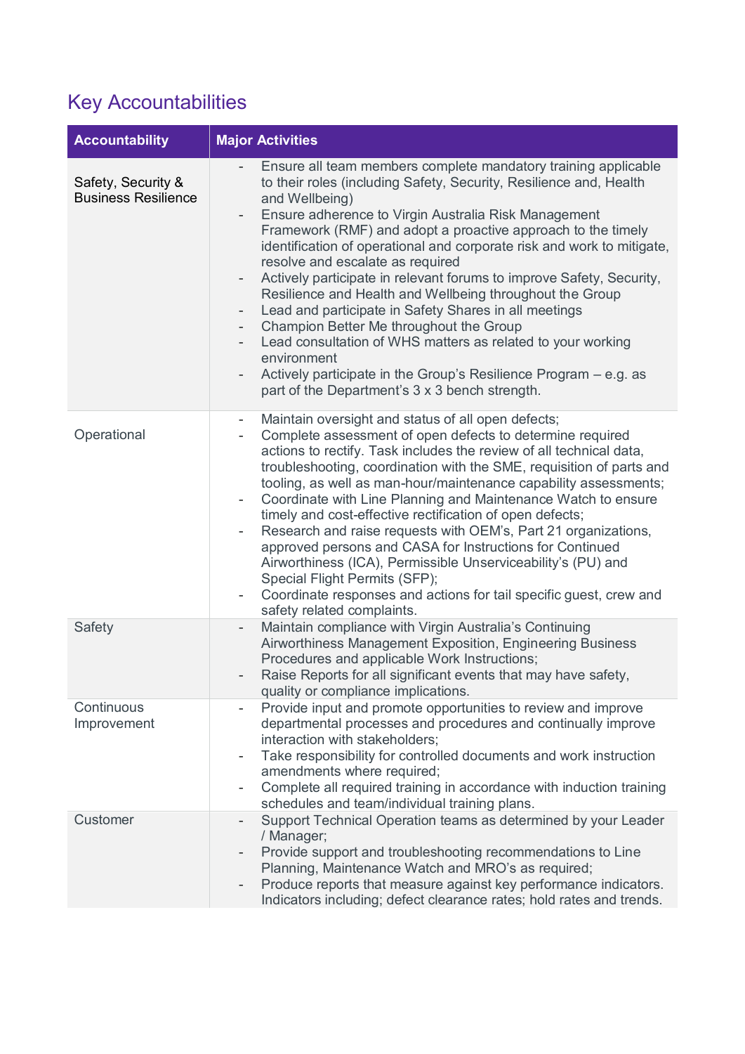## Key Accountabilities

| Accountability | Major Activities |
| --- | --- |
| Safety, Security & Business Resilience | - Ensure all team members complete mandatory training applicable to their roles (including Safety, Security, Resilience and, Health and Wellbeing)<br>- Ensure adherence to Virgin Australia Risk Management Framework (RMF) and adopt a proactive approach to the timely identification of operational and corporate risk and work to mitigate, resolve and escalate as required<br>- Actively participate in relevant forums to improve Safety, Security, Resilience and Health and Wellbeing throughout the Group<br>- Lead and participate in Safety Shares in all meetings<br>- Champion Better Me throughout the Group<br>- Lead consultation of WHS matters as related to your working environment<br>- Actively participate in the Group's Resilience Program – e.g. as part of the Department's 3 x 3 bench strength. |
| Operational | - Maintain oversight and status of all open defects;<br>- Complete assessment of open defects to determine required actions to rectify. Task includes the review of all technical data, troubleshooting, coordination with the SME, requisition of parts and tooling, as well as man-hour/maintenance capability assessments;<br>- Coordinate with Line Planning and Maintenance Watch to ensure timely and cost-effective rectification of open defects;<br>- Research and raise requests with OEM's, Part 21 organizations, approved persons and CASA for Instructions for Continued Airworthiness (ICA), Permissible Unserviceability's (PU) and Special Flight Permits (SFP);<br>- Coordinate responses and actions for tail specific guest, crew and safety related complaints. |
| Safety | - Maintain compliance with Virgin Australia's Continuing Airworthiness Management Exposition, Engineering Business Procedures and applicable Work Instructions;<br>- Raise Reports for all significant events that may have safety, quality or compliance implications. |
| Continuous Improvement | - Provide input and promote opportunities to review and improve departmental processes and procedures and continually improve interaction with stakeholders;<br>- Take responsibility for controlled documents and work instruction amendments where required;<br>- Complete all required training in accordance with induction training schedules and team/individual training plans. |
| Customer | - Support Technical Operation teams as determined by your Leader / Manager;<br>- Provide support and troubleshooting recommendations to Line Planning, Maintenance Watch and MRO's as required;<br>- Produce reports that measure against key performance indicators. Indicators including; defect clearance rates; hold rates and trends. |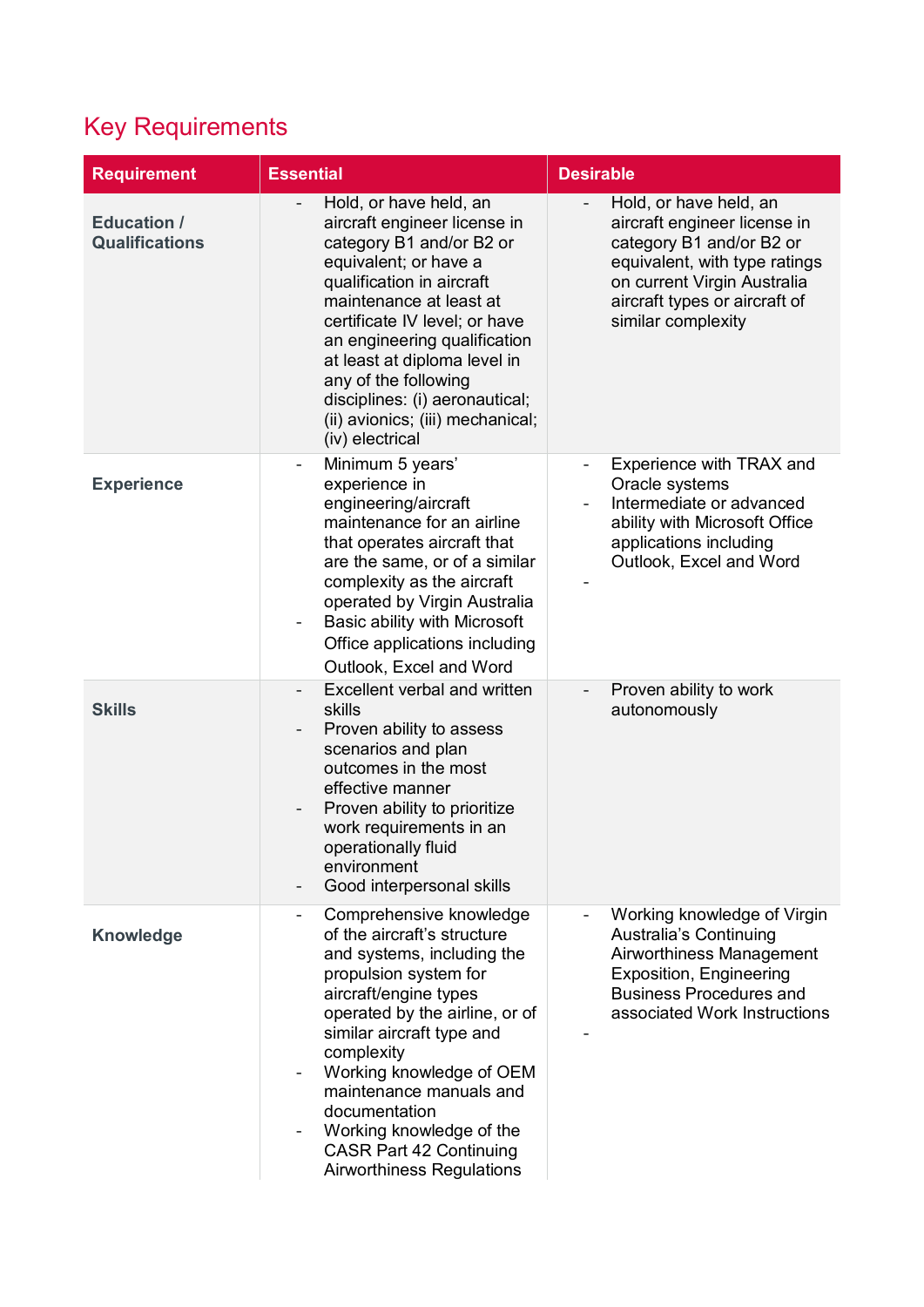## Key Requirements

| Requirement | Essential | Desirable |
|---|---|---|
| **Education / Qualifications** | - Hold, or have held, an aircraft engineer license in category B1 and/or B2 or equivalent; or have a qualification in aircraft maintenance at least at certificate IV level; or have an engineering qualification at least at diploma level in any of the following disciplines: (i) aeronautical; (ii) avionics; (iii) mechanical; (iv) electrical | - Hold, or have held, an aircraft engineer license in category B1 and/or B2 or equivalent, with type ratings on current Virgin Australia aircraft types or aircraft of similar complexity |
| **Experience** | - Minimum 5 years' experience in engineering/aircraft maintenance for an airline that operates aircraft that are the same, or of a similar complexity as the aircraft operated by Virgin Australia<br>- Basic ability with Microsoft Office applications including Outlook, Excel and Word | - Experience with TRAX and Oracle systems<br>- Intermediate or advanced ability with Microsoft Office applications including Outlook, Excel and Word<br>- |
| **Skills** | - Excellent verbal and written skills<br>- Proven ability to assess scenarios and plan outcomes in the most effective manner<br>- Proven ability to prioritize work requirements in an operationally fluid environment<br>- Good interpersonal skills | - Proven ability to work autonomously |
| **Knowledge** | - Comprehensive knowledge of the aircraft's structure and systems, including the propulsion system for aircraft/engine types operated by the airline, or of similar aircraft type and complexity<br>- Working knowledge of OEM maintenance manuals and documentation<br>- Working knowledge of the CASR Part 42 Continuing Airworthiness Regulations | - Working knowledge of Virgin Australia's Continuing Airworthiness Management Exposition, Engineering Business Procedures and associated Work Instructions<br>- |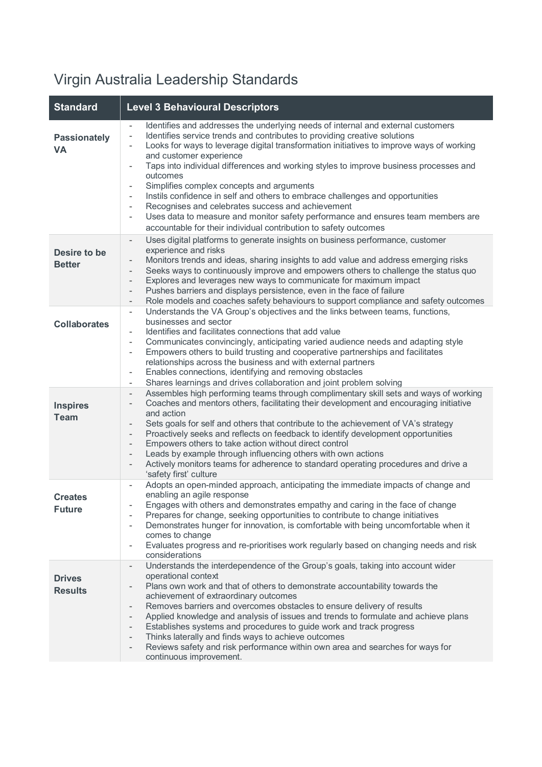# Virgin Australia Leadership Standards

| Standard | Level 3 Behavioural Descriptors |
|---|---|
| **Passionately VA** | - Identifies and addresses the underlying needs of internal and external customers<br>- Identifies service trends and contributes to providing creative solutions<br>- Looks for ways to leverage digital transformation initiatives to improve ways of working and customer experience<br>- Taps into individual differences and working styles to improve business processes and outcomes<br>- Simplifies complex concepts and arguments<br>- Instils confidence in self and others to embrace challenges and opportunities<br>- Recognises and celebrates success and achievement<br>- Uses data to measure and monitor safety performance and ensures team members are accountable for their individual contribution to safety outcomes |
| **Desire to be Better** | - Uses digital platforms to generate insights on business performance, customer experience and risks<br>- Monitors trends and ideas, sharing insights to add value and address emerging risks<br>- Seeks ways to continuously improve and empowers others to challenge the status quo<br>- Explores and leverages new ways to communicate for maximum impact<br>- Pushes barriers and displays persistence, even in the face of failure<br>- Role models and coaches safety behaviours to support compliance and safety outcomes |
| **Collaborates** | - Understands the VA Group's objectives and the links between teams, functions, businesses and sector<br>- Identifies and facilitates connections that add value<br>- Communicates convincingly, anticipating varied audience needs and adapting style<br>- Empowers others to build trusting and cooperative partnerships and facilitates relationships across the business and with external partners<br>- Enables connections, identifying and removing obstacles<br>- Shares learnings and drives collaboration and joint problem solving |
| **Inspires Team** | - Assembles high performing teams through complimentary skill sets and ways of working<br>- Coaches and mentors others, facilitating their development and encouraging initiative and action<br>- Sets goals for self and others that contribute to the achievement of VA's strategy<br>- Proactively seeks and reflects on feedback to identify development opportunities<br>- Empowers others to take action without direct control<br>- Leads by example through influencing others with own actions<br>- Actively monitors teams for adherence to standard operating procedures and drive a 'safety first' culture |
| **Creates Future** | - Adopts an open-minded approach, anticipating the immediate impacts of change and enabling an agile response<br>- Engages with others and demonstrates empathy and caring in the face of change<br>- Prepares for change, seeking opportunities to contribute to change initiatives<br>- Demonstrates hunger for innovation, is comfortable with being uncomfortable when it comes to change<br>- Evaluates progress and re-prioritises work regularly based on changing needs and risk considerations |
| **Drives Results** | - Understands the interdependence of the Group's goals, taking into account wider operational context<br>- Plans own work and that of others to demonstrate accountability towards the achievement of extraordinary outcomes<br>- Removes barriers and overcomes obstacles to ensure delivery of results<br>- Applied knowledge and analysis of issues and trends to formulate and achieve plans<br>- Establishes systems and procedures to guide work and track progress<br>- Thinks laterally and finds ways to achieve outcomes<br>- Reviews safety and risk performance within own area and searches for ways for continuous improvement. |